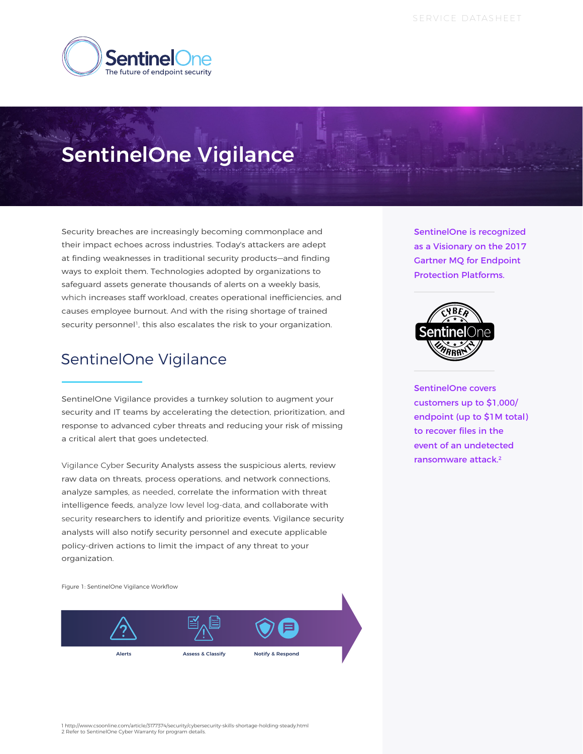# SentinelOne Vigilance

Security breaches are increasingly becoming commonplace and their impact echoes across industries. Today's attackers are adept at finding weaknesses in traditional security products—and finding ways to exploit them. Technologies adopted by organizations to safeguard assets generate thousands of alerts on a weekly basis, which increases staff workload, creates operational inefficiencies, and causes employee burnout. And with the rising shortage of trained security personnel[1], this also escalates the risk to your organization.

## SentinelOne Vigilance

SentinelOne Vigilance provides a turnkey solution to augment your security and IT teams by accelerating the detection, prioritization, and response to advanced cyber threats and reducing your risk of missing a critical alert that goes undetected.

Vigilance Cyber Security Analysts assess the suspicious alerts, review raw data on threats, process operations, and network connections, analyze samples, as needed, correlate the information with threat intelligence feeds, analyze low level log-data, and collaborate with security researchers to identify and prioritize events. Vigilance security analysts will also notify security personnel and execute applicable policy-driven actions to limit the impact of any threat to your organization.

Figure 1: SentinelOne Vigilance Workflow

Alerts → Assess & Classify → Notify & Respond

**SentinelOne is recognized as a Visionary on the 2017 Gartner MQ for Endpoint Protection Platforms.**

CYBER SentinelOne WARRANTY

**SentinelOne covers customers up to $1,000/ endpoint (up to $1M total) to recover files in the event of an undetected ransomware attack.[2]**

1 http://www.csoonline.com/article/3177374/security/cybersecurity-skills-shortage-holding-steady.html
2 Refer to SentinelOne Cyber Warranty for program details.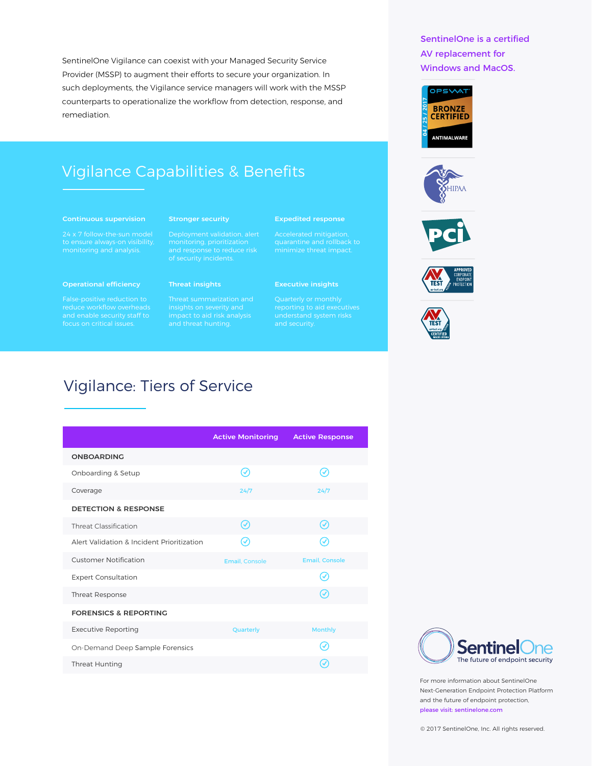SentinelOne Vigilance can coexist with your Managed Security Service Provider (MSSP) to augment their efforts to secure your organization. In such deployments, the Vigilance service managers will work with the MSSP counterparts to operationalize the workflow from detection, response, and remediation.

## Vigilance Capabilities & Benefits

**Continuous supervision**

24 x 7 follow-the-sun model to ensure always-on visibility, monitoring and analysis.

**Stronger security**

Deployment validation, alert monitoring, prioritization and response to reduce risk of security incidents.

**Expedited response**

Accelerated mitigation, quarantine and rollback to minimize threat impact.

**Operational efficiency**

False-positive reduction to reduce workflow overheads and enable security staff to focus on critical issues.

**Threat insights**

Threat summarization and insights on severity and impact to aid risk analysis and threat hunting.

**Executive insights**

Quarterly or monthly reporting to aid executives understand system risks and security.

## Vigilance: Tiers of Service

| | Active Monitoring | Active Response |
|---|---|---|
| **ONBOARDING** | | |
| Onboarding & Setup | ✓ | ✓ |
| Coverage | 24/7 | 24/7 |
| **DETECTION & RESPONSE** | | |
| Threat Classification | ✓ | ✓ |
| Alert Validation & Incident Prioritization | ✓ | ✓ |
| Customer Notification | Email, Console | Email, Console |
| Expert Consultation | | ✓ |
| Threat Response | | ✓ |
| **FORENSICS & REPORTING** | | |
| Executive Reporting | Quarterly | Monthly |
| On-Demand Deep Sample Forensics | | ✓ |
| Threat Hunting | | ✓ |

SentinelOne is a certified AV replacement for Windows and MacOS.

OPSWAT BRONZE CERTIFIED ANTIMALWARE 04 / 25 / 2017

HIPAA

PCI

AV TEST APPROVED CORPORATE ENDPOINT PROTECTION

AV TEST CERTIFIED

SentinelOne
The future of endpoint security

For more information about SentinelOne Next-Generation Endpoint Protection Platform and the future of endpoint protection, please visit: sentinelone.com

© 2017 SentinelOne, Inc. All rights reserved.